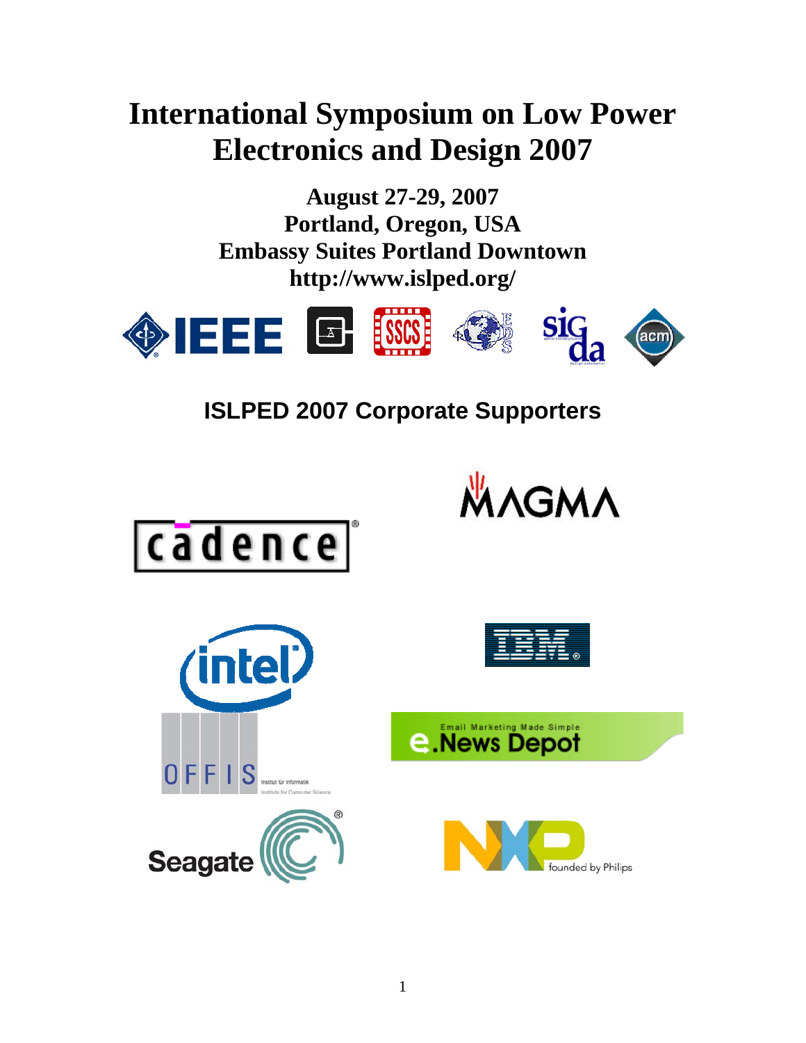# International Symposium on Low Power Electronics and Design 2007

**August 27-29, 2007**
**Portland, Oregon, USA**
**Embassy Suites Portland Downtown**
**http://www.islped.org/**

## ISLPED 2007 Corporate Supporters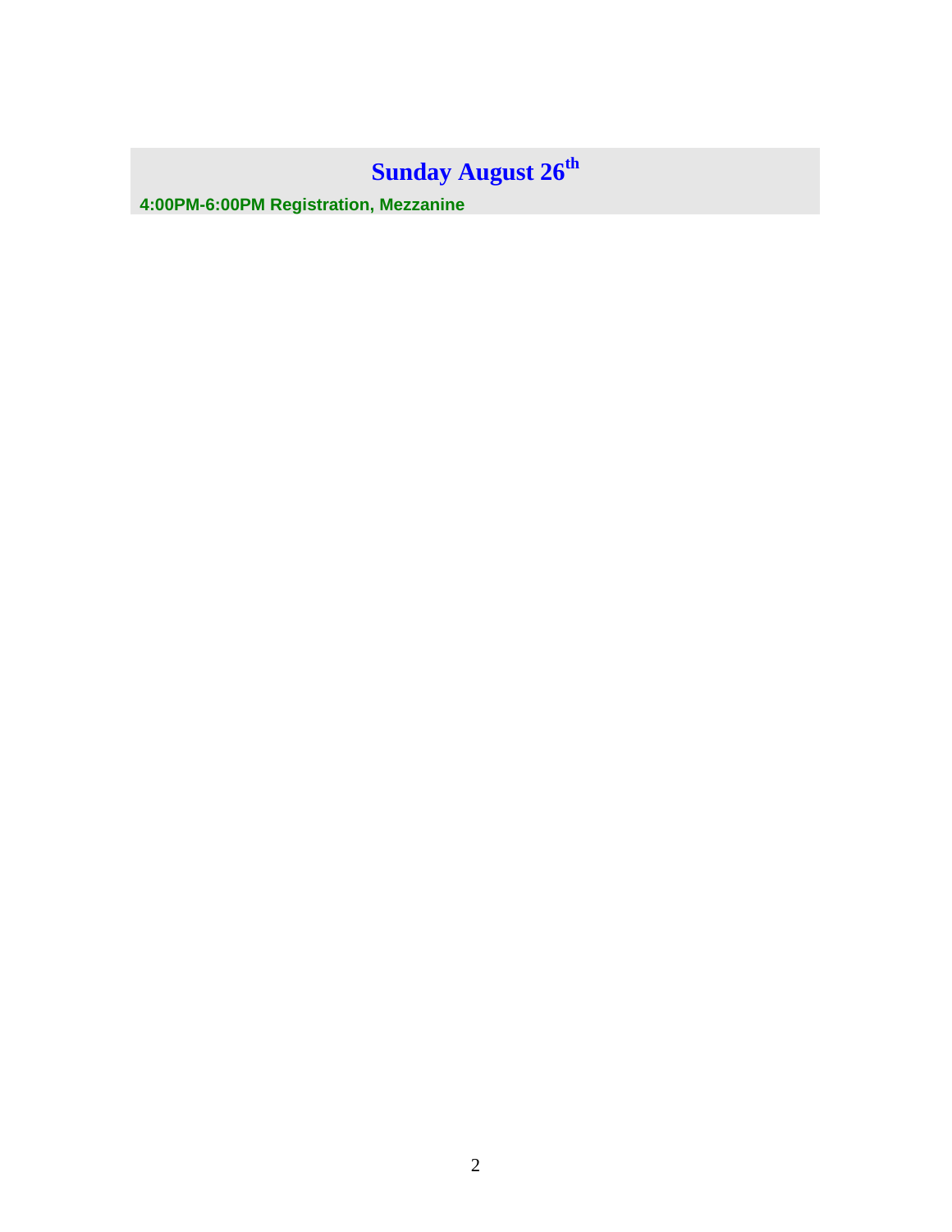## Sunday August 26th

**4:00PM-6:00PM Registration, Mezzanine**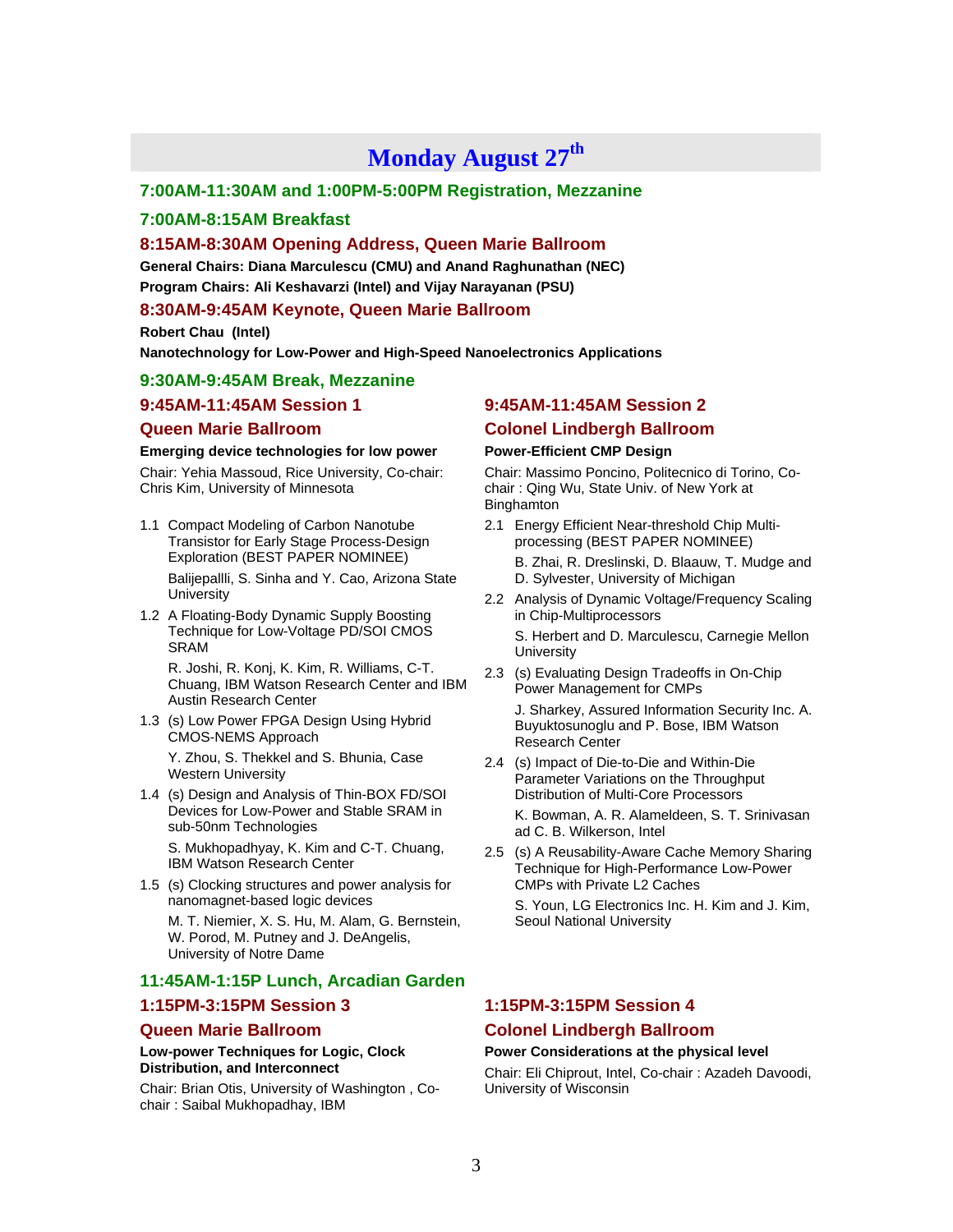# Monday August 27th

## 7:00AM-11:30AM and 1:00PM-5:00PM Registration, Mezzanine

## 7:00AM-8:15AM Breakfast

## 8:15AM-8:30AM Opening Address, Queen Marie Ballroom

**General Chairs: Diana Marculescu (CMU) and Anand Raghunathan (NEC)**

**Program Chairs: Ali Keshavarzi (Intel) and Vijay Narayanan (PSU)**

## 8:30AM-9:45AM Keynote, Queen Marie Ballroom

**Robert Chau (Intel)**

**Nanotechnology for Low-Power and High-Speed Nanoelectronics Applications**

## 9:30AM-9:45AM Break, Mezzanine

## 9:45AM-11:45AM Session 1

### Queen Marie Ballroom

**Emerging device technologies for low power**

Chair: Yehia Massoud, Rice University, Co-chair: Chris Kim, University of Minnesota

1.1 Compact Modeling of Carbon Nanotube Transistor for Early Stage Process-Design Exploration (BEST PAPER NOMINEE)

   Balijepallli, S. Sinha and Y. Cao, Arizona State University

1.2 A Floating-Body Dynamic Supply Boosting Technique for Low-Voltage PD/SOI CMOS SRAM

   R. Joshi, R. Konj, K. Kim, R. Williams, C-T. Chuang, IBM Watson Research Center and IBM Austin Research Center

1.3 (s) Low Power FPGA Design Using Hybrid CMOS-NEMS Approach

   Y. Zhou, S. Thekkel and S. Bhunia, Case Western University

1.4 (s) Design and Analysis of Thin-BOX FD/SOI Devices for Low-Power and Stable SRAM in sub-50nm Technologies

   S. Mukhopadhyay, K. Kim and C-T. Chuang, IBM Watson Research Center

1.5 (s) Clocking structures and power analysis for nanomagnet-based logic devices

   M. T. Niemier, X. S. Hu, M. Alam, G. Bernstein, W. Porod, M. Putney and J. DeAngelis, University of Notre Dame

## 9:45AM-11:45AM Session 2

### Colonel Lindbergh Ballroom

**Power-Efficient CMP Design**

Chair: Massimo Poncino, Politecnico di Torino, Co-chair : Qing Wu, State Univ. of New York at Binghamton

2.1 Energy Efficient Near-threshold Chip Multi-processing (BEST PAPER NOMINEE)

   B. Zhai, R. Dreslinski, D. Blaauw, T. Mudge and D. Sylvester, University of Michigan

2.2 Analysis of Dynamic Voltage/Frequency Scaling in Chip-Multiprocessors

   S. Herbert and D. Marculescu, Carnegie Mellon University

2.3 (s) Evaluating Design Tradeoffs in On-Chip Power Management for CMPs

   J. Sharkey, Assured Information Security Inc. A. Buyuktosunoglu and P. Bose, IBM Watson Research Center

2.4 (s) Impact of Die-to-Die and Within-Die Parameter Variations on the Throughput Distribution of Multi-Core Processors

   K. Bowman, A. R. Alameldeen, S. T. Srinivasan ad C. B. Wilkerson, Intel

2.5 (s) A Reusability-Aware Cache Memory Sharing Technique for High-Performance Low-Power CMPs with Private L2 Caches

   S. Youn, LG Electronics Inc. H. Kim and J. Kim, Seoul National University

## 11:45AM-1:15P Lunch, Arcadian Garden

## 1:15PM-3:15PM Session 3

### Queen Marie Ballroom

**Low-power Techniques for Logic, Clock Distribution, and Interconnect**

Chair: Brian Otis, University of Washington , Co-chair : Saibal Mukhopadhay, IBM

## 1:15PM-3:15PM Session 4

### Colonel Lindbergh Ballroom

**Power Considerations at the physical level**

Chair: Eli Chiprout, Intel, Co-chair : Azadeh Davoodi, University of Wisconsin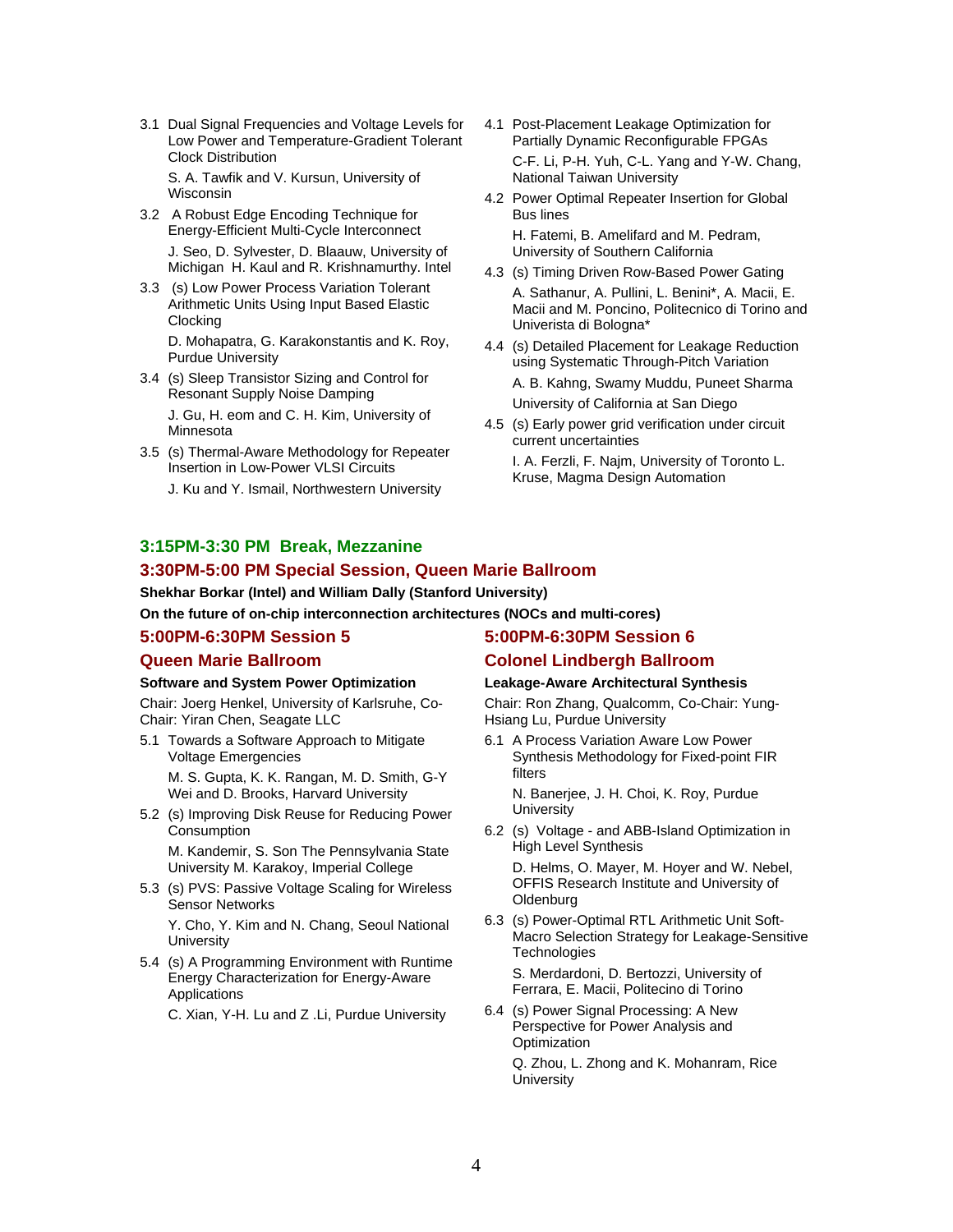3.1 Dual Signal Frequencies and Voltage Levels for Low Power and Temperature-Gradient Tolerant Clock Distribution

S. A. Tawfik and V. Kursun, University of Wisconsin

3.2 A Robust Edge Encoding Technique for Energy-Efficient Multi-Cycle Interconnect

J. Seo, D. Sylvester, D. Blaauw, University of Michigan H. Kaul and R. Krishnamurthy. Intel

3.3 (s) Low Power Process Variation Tolerant Arithmetic Units Using Input Based Elastic Clocking

D. Mohapatra, G. Karakonstantis and K. Roy, Purdue University

3.4 (s) Sleep Transistor Sizing and Control for Resonant Supply Noise Damping

J. Gu, H. eom and C. H. Kim, University of Minnesota

3.5 (s) Thermal-Aware Methodology for Repeater Insertion in Low-Power VLSI Circuits

J. Ku and Y. Ismail, Northwestern University

4.1 Post-Placement Leakage Optimization for Partially Dynamic Reconfigurable FPGAs

C-F. Li, P-H. Yuh, C-L. Yang and Y-W. Chang, National Taiwan University

4.2 Power Optimal Repeater Insertion for Global Bus lines

H. Fatemi, B. Amelifard and M. Pedram, University of Southern California

4.3 (s) Timing Driven Row-Based Power Gating

A. Sathanur, A. Pullini, L. Benini*, A. Macii, E. Macii and M. Poncino, Politecnico di Torino and Univerista di Bologna*

4.4 (s) Detailed Placement for Leakage Reduction using Systematic Through-Pitch Variation

A. B. Kahng, Swamy Muddu, Puneet Sharma

University of California at San Diego

4.5 (s) Early power grid verification under circuit current uncertainties

I. A. Ferzli, F. Najm, University of Toronto L. Kruse, Magma Design Automation

### 3:15PM-3:30 PM Break, Mezzanine

### 3:30PM-5:00 PM Special Session, Queen Marie Ballroom

**Shekhar Borkar (Intel) and William Dally (Stanford University)**

**On the future of on-chip interconnection architectures (NOCs and multi-cores)**

### 5:00PM-6:30PM Session 5

### Queen Marie Ballroom

**Software and System Power Optimization**

Chair: Joerg Henkel, University of Karlsruhe, Co-Chair: Yiran Chen, Seagate LLC

5.1 Towards a Software Approach to Mitigate Voltage Emergencies

M. S. Gupta, K. K. Rangan, M. D. Smith, G-Y Wei and D. Brooks, Harvard University

5.2 (s) Improving Disk Reuse for Reducing Power Consumption

M. Kandemir, S. Son The Pennsylvania State University M. Karakoy, Imperial College

5.3 (s) PVS: Passive Voltage Scaling for Wireless Sensor Networks

Y. Cho, Y. Kim and N. Chang, Seoul National University

5.4 (s) A Programming Environment with Runtime Energy Characterization for Energy-Aware Applications

C. Xian, Y-H. Lu and Z .Li, Purdue University

### 5:00PM-6:30PM Session 6

### Colonel Lindbergh Ballroom

**Leakage-Aware Architectural Synthesis**

Chair: Ron Zhang, Qualcomm, Co-Chair: Yung-Hsiang Lu, Purdue University

6.1 A Process Variation Aware Low Power Synthesis Methodology for Fixed-point FIR filters

N. Banerjee, J. H. Choi, K. Roy, Purdue University

6.2 (s) Voltage - and ABB-Island Optimization in High Level Synthesis

D. Helms, O. Mayer, M. Hoyer and W. Nebel, OFFIS Research Institute and University of Oldenburg

6.3 (s) Power-Optimal RTL Arithmetic Unit Soft-Macro Selection Strategy for Leakage-Sensitive Technologies

S. Merdardoni, D. Bertozzi, University of Ferrara, E. Macii, Politecino di Torino

6.4 (s) Power Signal Processing: A New Perspective for Power Analysis and Optimization

Q. Zhou, L. Zhong and K. Mohanram, Rice University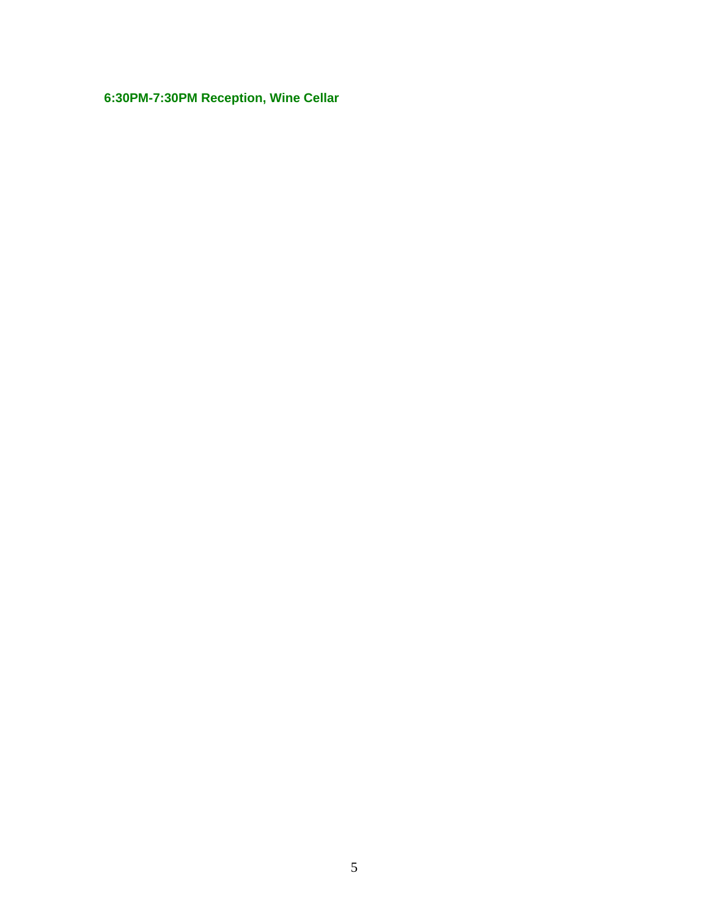**6:30PM-7:30PM Reception, Wine Cellar**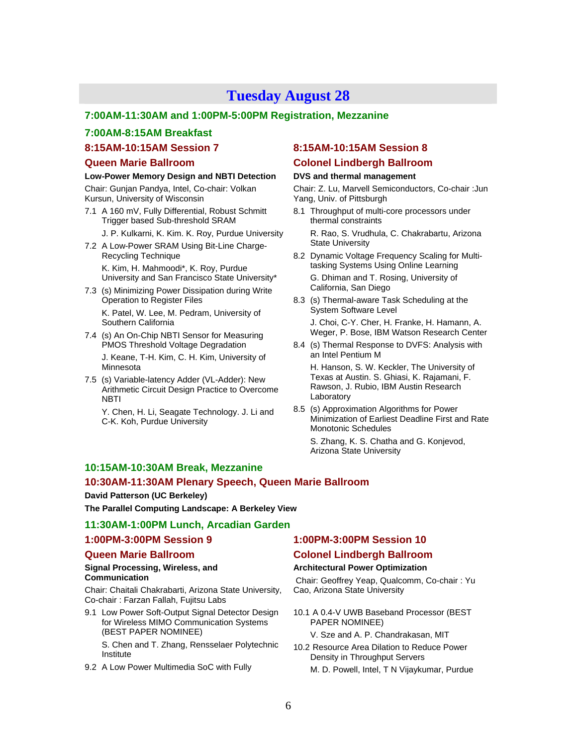# Tuesday August 28

## 7:00AM-11:30AM and 1:00PM-5:00PM Registration, Mezzanine

## 7:00AM-8:15AM Breakfast

## 8:15AM-10:15AM Session 7

### Queen Marie Ballroom

**Low-Power Memory Design and NBTI Detection**

Chair: Gunjan Pandya, Intel, Co-chair: Volkan Kursun, University of Wisconsin

7.1 A 160 mV, Fully Differential, Robust Schmitt Trigger based Sub-threshold SRAM

J. P. Kulkarni, K. Kim. K. Roy, Purdue University

7.2 A Low-Power SRAM Using Bit-Line Charge-Recycling Technique

K. Kim, H. Mahmoodi*, K. Roy, Purdue University and San Francisco State University*

7.3 (s) Minimizing Power Dissipation during Write Operation to Register Files

K. Patel, W. Lee, M. Pedram, University of Southern California

7.4 (s) An On-Chip NBTI Sensor for Measuring PMOS Threshold Voltage Degradation

J. Keane, T-H. Kim, C. H. Kim, University of Minnesota

7.5 (s) Variable-latency Adder (VL-Adder): New Arithmetic Circuit Design Practice to Overcome NBTI

Y. Chen, H. Li, Seagate Technology. J. Li and C-K. Koh, Purdue University

## 8:15AM-10:15AM Session 8

### Colonel Lindbergh Ballroom

**DVS and thermal management**

Chair: Z. Lu, Marvell Semiconductors, Co-chair :Jun Yang, Univ. of Pittsburgh

8.1 Throughput of multi-core processors under thermal constraints

R. Rao, S. Vrudhula, C. Chakrabartu, Arizona State University

8.2 Dynamic Voltage Frequency Scaling for Multi-tasking Systems Using Online Learning

G. Dhiman and T. Rosing, University of California, San Diego

8.3 (s) Thermal-aware Task Scheduling at the System Software Level

J. Choi, C-Y. Cher, H. Franke, H. Hamann, A. Weger, P. Bose, IBM Watson Research Center

8.4 (s) Thermal Response to DVFS: Analysis with an Intel Pentium M

H. Hanson, S. W. Keckler, The University of Texas at Austin. S. Ghiasi, K. Rajamani, F. Rawson, J. Rubio, IBM Austin Research Laboratory

8.5 (s) Approximation Algorithms for Power Minimization of Earliest Deadline First and Rate Monotonic Schedules

S. Zhang, K. S. Chatha and G. Konjevod, Arizona State University

## 10:15AM-10:30AM Break, Mezzanine

## 10:30AM-11:30AM Plenary Speech, Queen Marie Ballroom

**David Patterson (UC Berkeley)**

**The Parallel Computing Landscape: A Berkeley View**

## 11:30AM-1:00PM Lunch, Arcadian Garden

## 1:00PM-3:00PM Session 9

### Queen Marie Ballroom

**Signal Processing, Wireless, and Communication**

Chair: Chaitali Chakrabarti, Arizona State University, Co-chair : Farzan Fallah, Fujitsu Labs

9.1 Low Power Soft-Output Signal Detector Design for Wireless MIMO Communication Systems (BEST PAPER NOMINEE)

S. Chen and T. Zhang, Rensselaer Polytechnic Institute

9.2 A Low Power Multimedia SoC with Fully

## 1:00PM-3:00PM Session 10

### Colonel Lindbergh Ballroom

**Architectural Power Optimization**

Chair: Geoffrey Yeap, Qualcomm, Co-chair : Yu Cao, Arizona State University

10.1 A 0.4-V UWB Baseband Processor (BEST PAPER NOMINEE)

V. Sze and A. P. Chandrakasan, MIT

10.2 Resource Area Dilation to Reduce Power Density in Throughput Servers

M. D. Powell, Intel, T N Vijaykumar, Purdue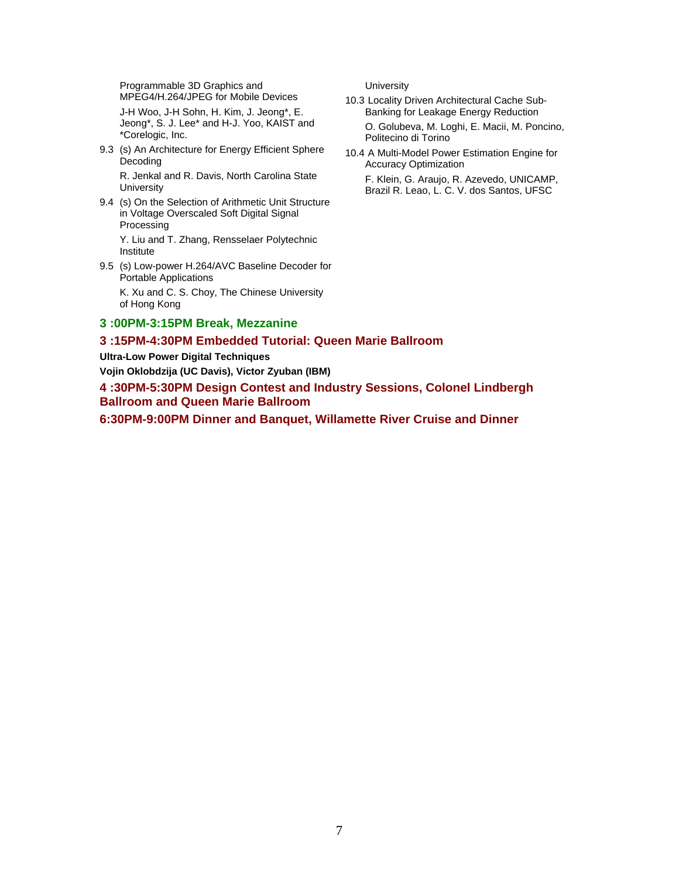Programmable 3D Graphics and MPEG4/H.264/JPEG for Mobile Devices

J-H Woo, J-H Sohn, H. Kim, J. Jeong*, E. Jeong*, S. J. Lee* and H-J. Yoo, KAIST and *Corelogic, Inc.

9.3 (s) An Architecture for Energy Efficient Sphere Decoding

R. Jenkal and R. Davis, North Carolina State University

9.4 (s) On the Selection of Arithmetic Unit Structure in Voltage Overscaled Soft Digital Signal Processing

Y. Liu and T. Zhang, Rensselaer Polytechnic Institute

9.5 (s) Low-power H.264/AVC Baseline Decoder for Portable Applications

K. Xu and C. S. Choy, The Chinese University of Hong Kong

University

10.3 Locality Driven Architectural Cache Sub-Banking for Leakage Energy Reduction

O. Golubeva, M. Loghi, E. Macii, M. Poncino, Politecino di Torino

10.4 A Multi-Model Power Estimation Engine for Accuracy Optimization

F. Klein, G. Araujo, R. Azevedo, UNICAMP, Brazil R. Leao, L. C. V. dos Santos, UFSC

### 3 :00PM-3:15PM Break, Mezzanine

### 3 :15PM-4:30PM Embedded Tutorial: Queen Marie Ballroom

**Ultra-Low Power Digital Techniques**

**Vojin Oklobdzija (UC Davis), Victor Zyuban (IBM)**

### 4 :30PM-5:30PM Design Contest and Industry Sessions, Colonel Lindbergh Ballroom and Queen Marie Ballroom

### 6:30PM-9:00PM Dinner and Banquet, Willamette River Cruise and Dinner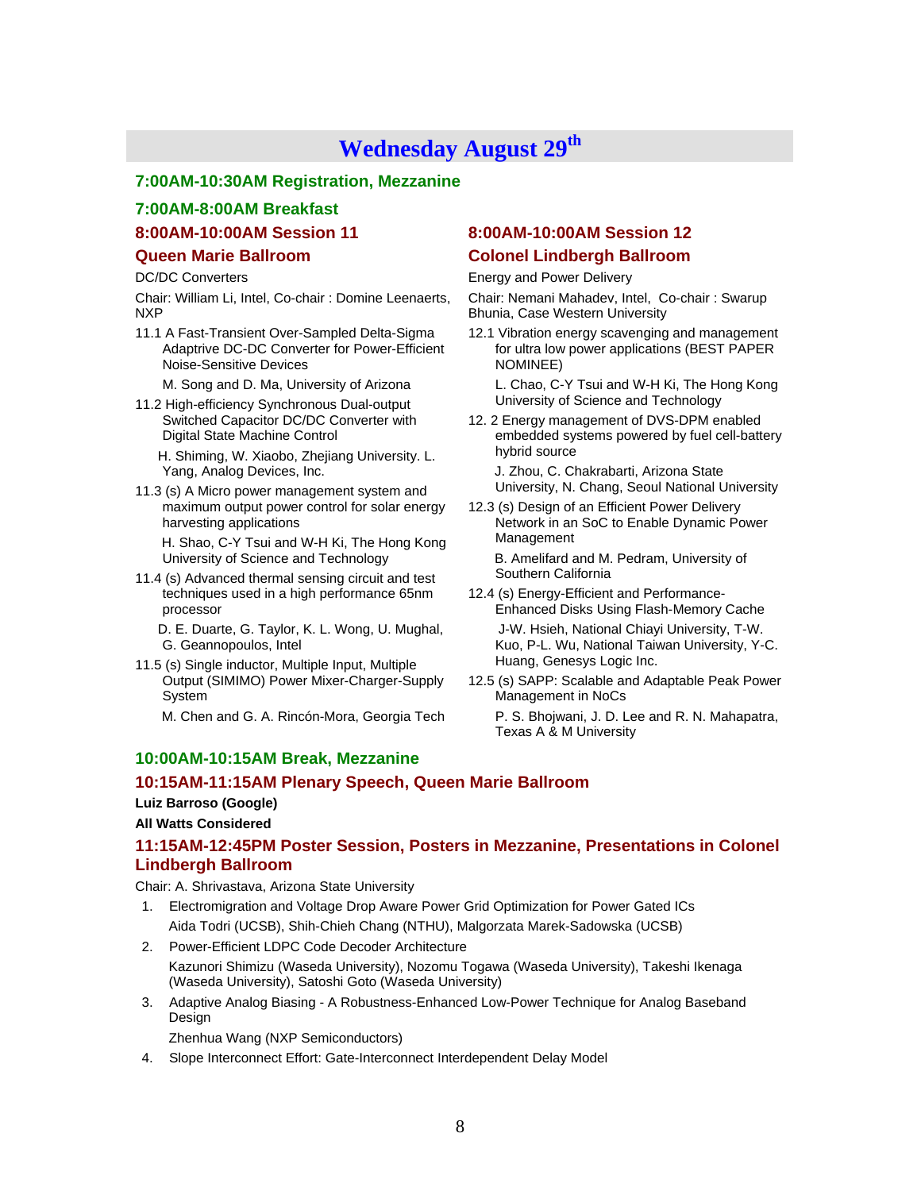# Wednesday August 29th

### 7:00AM-10:30AM Registration, Mezzanine

### 7:00AM-8:00AM Breakfast

### 8:00AM-10:00AM Session 11

### Queen Marie Ballroom

DC/DC Converters

Chair: William Li, Intel, Co-chair : Domine Leenaerts, NXP

11.1 A Fast-Transient Over-Sampled Delta-Sigma Adaptrive DC-DC Converter for Power-Efficient Noise-Sensitive Devices

M. Song and D. Ma, University of Arizona

11.2 High-efficiency Synchronous Dual-output Switched Capacitor DC/DC Converter with Digital State Machine Control

H. Shiming, W. Xiaobo, Zhejiang University. L. Yang, Analog Devices, Inc.

11.3 (s) A Micro power management system and maximum output power control for solar energy harvesting applications

H. Shao, C-Y Tsui and W-H Ki, The Hong Kong University of Science and Technology

11.4 (s) Advanced thermal sensing circuit and test techniques used in a high performance 65nm processor

D. E. Duarte, G. Taylor, K. L. Wong, U. Mughal, G. Geannopoulos, Intel

11.5 (s) Single inductor, Multiple Input, Multiple Output (SIMIMO) Power Mixer-Charger-Supply System

M. Chen and G. A. Rincón-Mora, Georgia Tech

### 8:00AM-10:00AM Session 12

### Colonel Lindbergh Ballroom

Energy and Power Delivery

Chair: Nemani Mahadev, Intel, Co-chair : Swarup Bhunia, Case Western University

12.1 Vibration energy scavenging and management for ultra low power applications (BEST PAPER NOMINEE)

L. Chao, C-Y Tsui and W-H Ki, The Hong Kong University of Science and Technology

12. 2 Energy management of DVS-DPM enabled embedded systems powered by fuel cell-battery hybrid source

J. Zhou, C. Chakrabarti, Arizona State University, N. Chang, Seoul National University

12.3 (s) Design of an Efficient Power Delivery Network in an SoC to Enable Dynamic Power Management

B. Amelifard and M. Pedram, University of Southern California

12.4 (s) Energy-Efficient and Performance-Enhanced Disks Using Flash-Memory Cache

J-W. Hsieh, National Chiayi University, T-W. Kuo, P-L. Wu, National Taiwan University, Y-C. Huang, Genesys Logic Inc.

12.5 (s) SAPP: Scalable and Adaptable Peak Power Management in NoCs

P. S. Bhojwani, J. D. Lee and R. N. Mahapatra, Texas A & M University

### 10:00AM-10:15AM Break, Mezzanine

### 10:15AM-11:15AM Plenary Speech, Queen Marie Ballroom

**Luiz Barroso (Google)**

**All Watts Considered**

### 11:15AM-12:45PM Poster Session, Posters in Mezzanine, Presentations in Colonel Lindbergh Ballroom

Chair: A. Shrivastava, Arizona State University

1. Electromigration and Voltage Drop Aware Power Grid Optimization for Power Gated ICs

   Aida Todri (UCSB), Shih-Chieh Chang (NTHU), Malgorzata Marek-Sadowska (UCSB)

2. Power-Efficient LDPC Code Decoder Architecture

   Kazunori Shimizu (Waseda University), Nozomu Togawa (Waseda University), Takeshi Ikenaga (Waseda University), Satoshi Goto (Waseda University)

3. Adaptive Analog Biasing - A Robustness-Enhanced Low-Power Technique for Analog Baseband Design

   Zhenhua Wang (NXP Semiconductors)

4. Slope Interconnect Effort: Gate-Interconnect Interdependent Delay Model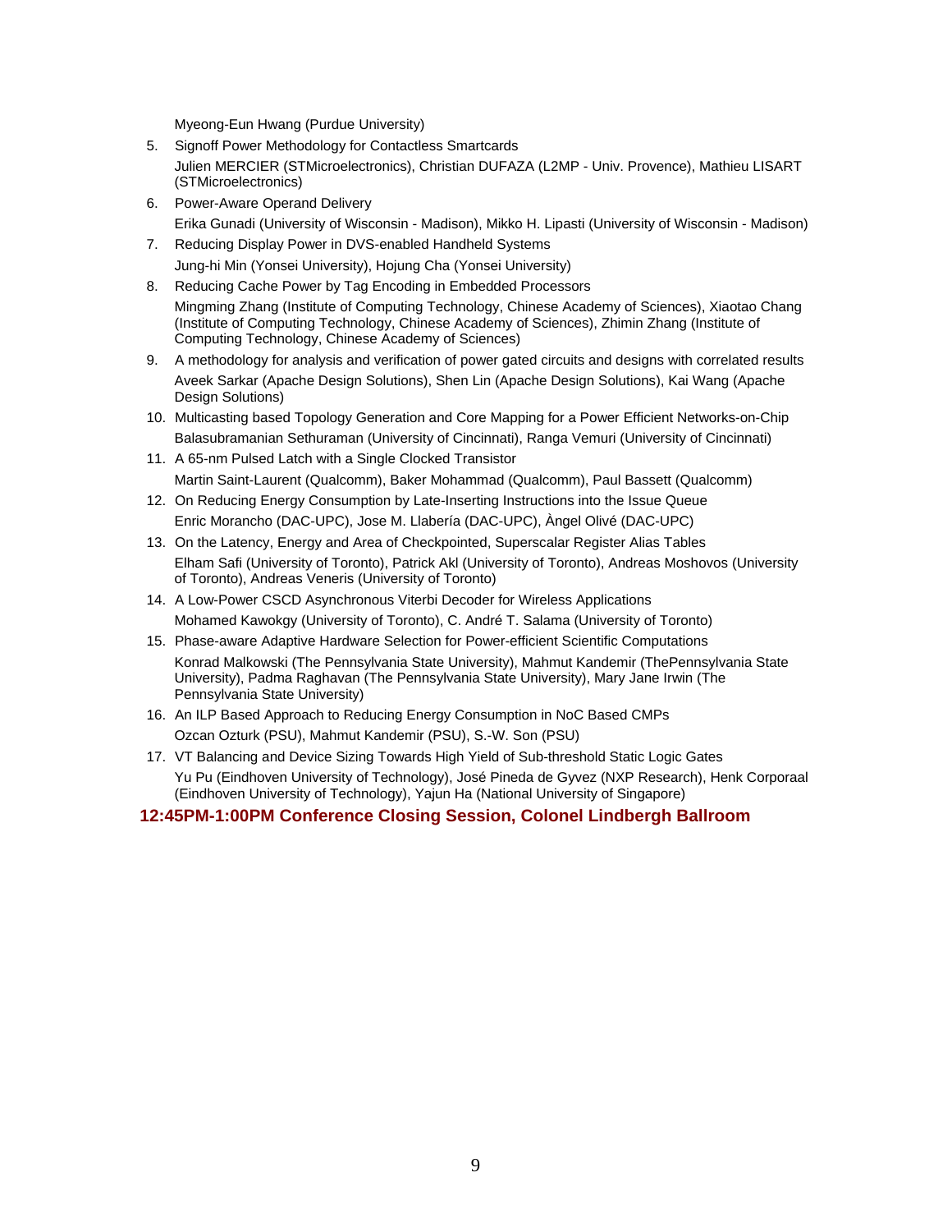Myeong-Eun Hwang (Purdue University)

5. Signoff Power Methodology for Contactless Smartcards
   Julien MERCIER (STMicroelectronics), Christian DUFAZA (L2MP - Univ. Provence), Mathieu LISART (STMicroelectronics)
6. Power-Aware Operand Delivery
   Erika Gunadi (University of Wisconsin - Madison), Mikko H. Lipasti (University of Wisconsin - Madison)
7. Reducing Display Power in DVS-enabled Handheld Systems
   Jung-hi Min (Yonsei University), Hojung Cha (Yonsei University)
8. Reducing Cache Power by Tag Encoding in Embedded Processors
   Mingming Zhang (Institute of Computing Technology, Chinese Academy of Sciences), Xiaotao Chang (Institute of Computing Technology, Chinese Academy of Sciences), Zhimin Zhang (Institute of Computing Technology, Chinese Academy of Sciences)
9. A methodology for analysis and verification of power gated circuits and designs with correlated results
   Aveek Sarkar (Apache Design Solutions), Shen Lin (Apache Design Solutions), Kai Wang (Apache Design Solutions)
10. Multicasting based Topology Generation and Core Mapping for a Power Efficient Networks-on-Chip
    Balasubramanian Sethuraman (University of Cincinnati), Ranga Vemuri (University of Cincinnati)
11. A 65-nm Pulsed Latch with a Single Clocked Transistor
    Martin Saint-Laurent (Qualcomm), Baker Mohammad (Qualcomm), Paul Bassett (Qualcomm)
12. On Reducing Energy Consumption by Late-Inserting Instructions into the Issue Queue
    Enric Morancho (DAC-UPC), Jose M. Llabería (DAC-UPC), Àngel Olivé (DAC-UPC)
13. On the Latency, Energy and Area of Checkpointed, Superscalar Register Alias Tables
    Elham Safi (University of Toronto), Patrick Akl (University of Toronto), Andreas Moshovos (University of Toronto), Andreas Veneris (University of Toronto)
14. A Low-Power CSCD Asynchronous Viterbi Decoder for Wireless Applications
    Mohamed Kawokgy (University of Toronto), C. André T. Salama (University of Toronto)
15. Phase-aware Adaptive Hardware Selection for Power-efficient Scientific Computations
    Konrad Malkowski (The Pennsylvania State University), Mahmut Kandemir (ThePennsylvania State University), Padma Raghavan (The Pennsylvania State University), Mary Jane Irwin (The Pennsylvania State University)
16. An ILP Based Approach to Reducing Energy Consumption in NoC Based CMPs
    Ozcan Ozturk (PSU), Mahmut Kandemir (PSU), S.-W. Son (PSU)
17. VT Balancing and Device Sizing Towards High Yield of Sub-threshold Static Logic Gates
    Yu Pu (Eindhoven University of Technology), José Pineda de Gyvez (NXP Research), Henk Corporaal (Eindhoven University of Technology), Yajun Ha (National University of Singapore)

**12:45PM-1:00PM Conference Closing Session, Colonel Lindbergh Ballroom**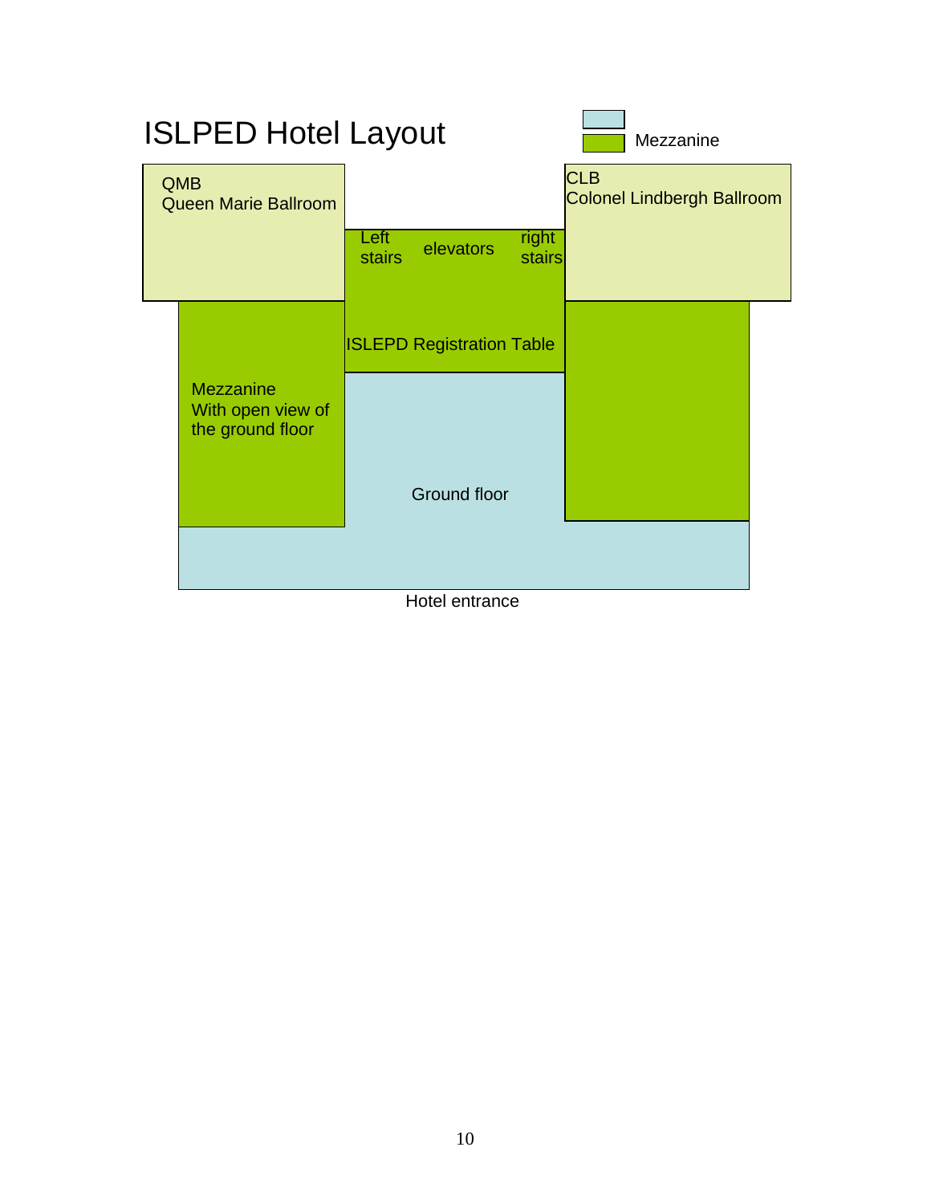# ISLPED Hotel Layout

Mezzanine

QMB
Queen Marie Ballroom

Left
stairs

elevators

right
stairs

CLB
Colonel Lindbergh Ballroom

ISLEPD Registration Table

Mezzanine
With open view of
the ground floor

Ground floor

Hotel entrance